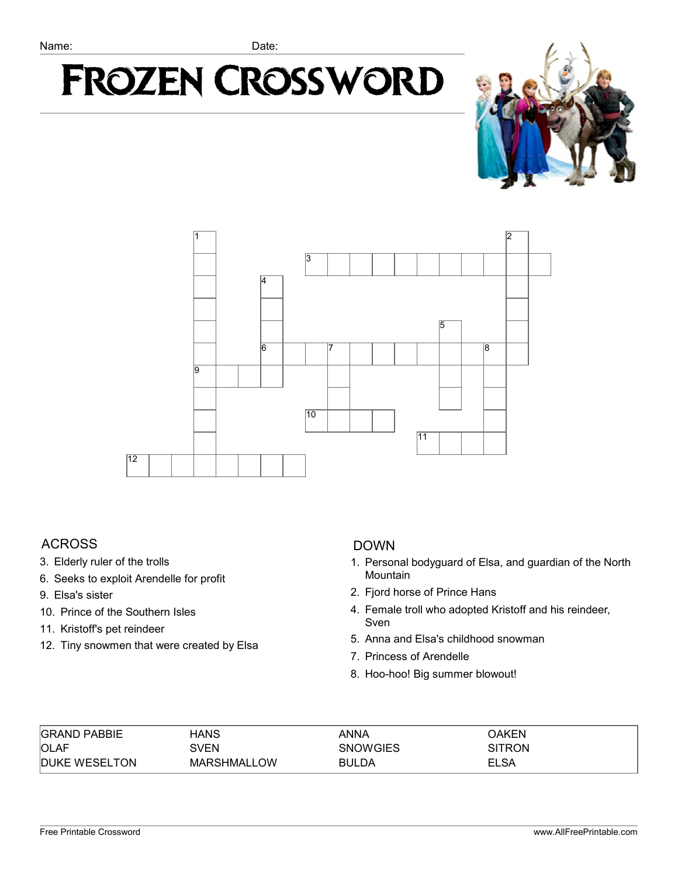Name: Date:

# FROZEN CROSSWORD

## ACROSS

3. Elderly ruler of the trolls
6. Seeks to exploit Arendelle for profit
9. Elsa's sister
10. Prince of the Southern Isles
11. Kristoff's pet reindeer
12. Tiny snowmen that were created by Elsa

## DOWN

1. Personal bodyguard of Elsa, and guardian of the North Mountain
2. Fjord horse of Prince Hans
4. Female troll who adopted Kristoff and his reindeer, Sven
5. Anna and Elsa's childhood snowman
7. Princess of Arendelle
8. Hoo-hoo! Big summer blowout!

| | | | |
|---|---|---|---|
| GRAND PABBIE | HANS | ANNA | OAKEN |
| OLAF | SVEN | SNOWGIES | SITRON |
| DUKE WESELTON | MARSHMALLOW | BULDA | ELSA |

Free Printable Crossword www.AllFreePrintable.com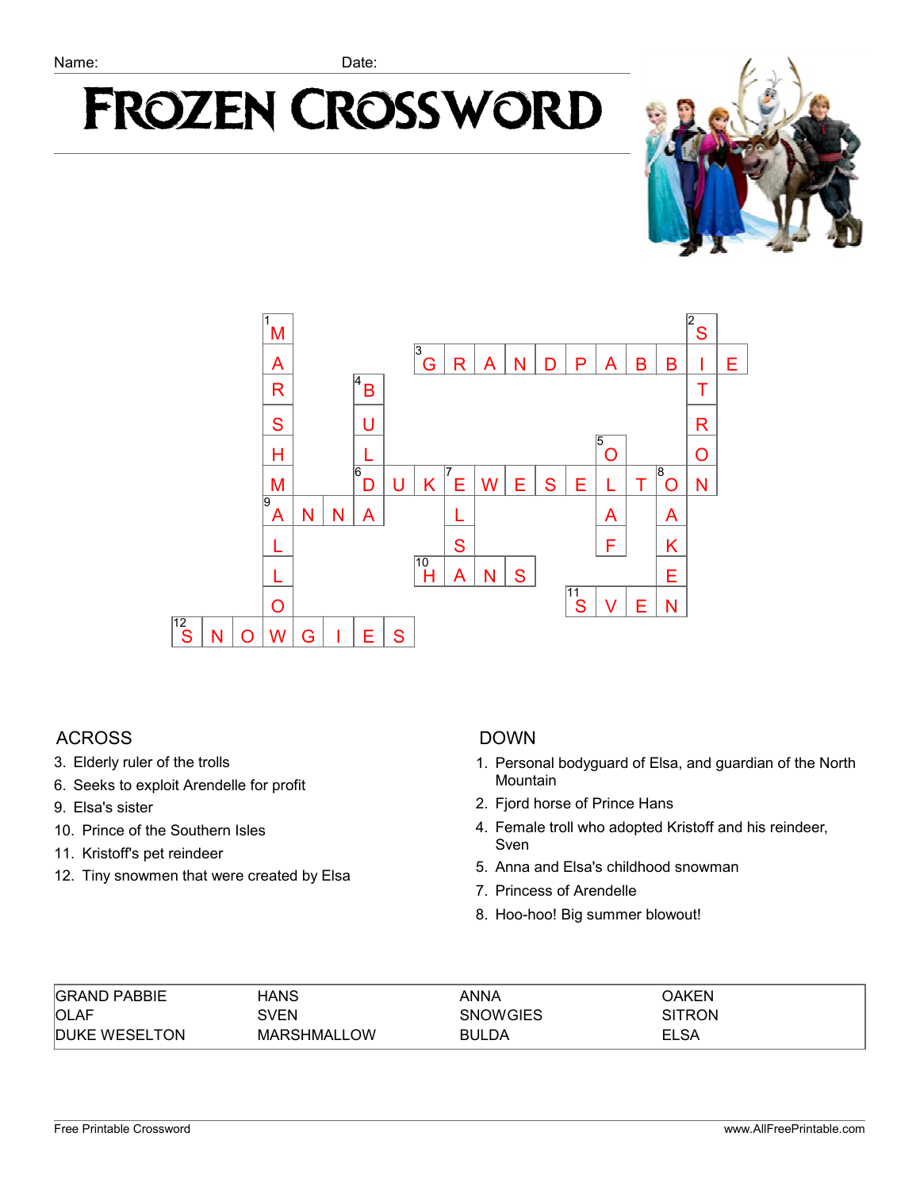Name: Date:

# FROZEN CROSSWORD

## ACROSS

3. Elderly ruler of the trolls
6. Seeks to exploit Arendelle for profit
9. Elsa's sister
10. Prince of the Southern Isles
11. Kristoff's pet reindeer
12. Tiny snowmen that were created by Elsa

## DOWN

1. Personal bodyguard of Elsa, and guardian of the North Mountain
2. Fjord horse of Prince Hans
4. Female troll who adopted Kristoff and his reindeer, Sven
5. Anna and Elsa's childhood snowman
7. Princess of Arendelle
8. Hoo-hoo! Big summer blowout!

| | | | |
|---|---|---|---|
| GRAND PABBIE | HANS | ANNA | OAKEN |
| OLAF | SVEN | SNOWGIES | SITRON |
| DUKE WESELTON | MARSHMALLOW | BULDA | ELSA |

Free Printable Crossword www.AllFreePrintable.com